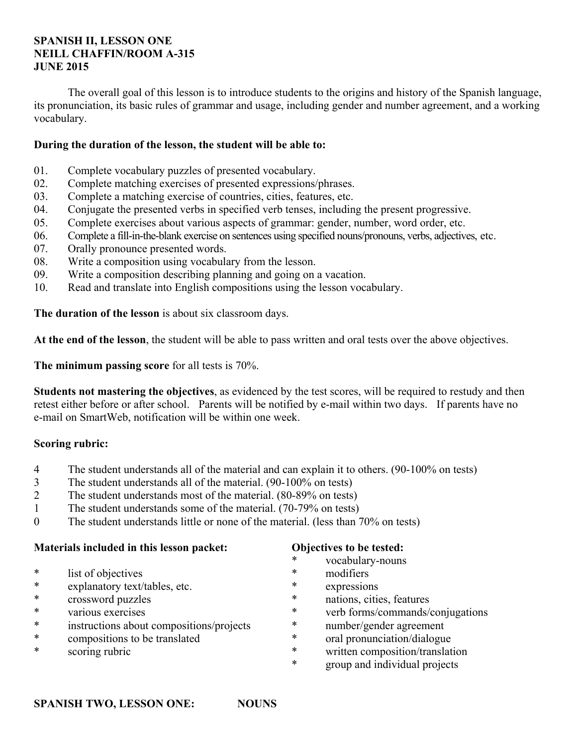**SPANISH II, LESSON ONE**
**NEILL CHAFFIN/ROOM A-315**
**JUNE 2015**

The overall goal of this lesson is to introduce students to the origins and history of the Spanish language, its pronunciation, its basic rules of grammar and usage, including gender and number agreement, and a working vocabulary.

**During the duration of the lesson, the student will be able to:**

01. Complete vocabulary puzzles of presented vocabulary.
02. Complete matching exercises of presented expressions/phrases.
03. Complete a matching exercise of countries, cities, features, etc.
04. Conjugate the presented verbs in specified verb tenses, including the present progressive.
05. Complete exercises about various aspects of grammar: gender, number, word order, etc.
06. Complete a fill-in-the-blank exercise on sentences using specified nouns/pronouns, verbs, adjectives, etc.
07. Orally pronounce presented words.
08. Write a composition using vocabulary from the lesson.
09. Write a composition describing planning and going on a vacation.
10. Read and translate into English compositions using the lesson vocabulary.

**The duration of the lesson** is about six classroom days.

**At the end of the lesson**, the student will be able to pass written and oral tests over the above objectives.

**The minimum passing score** for all tests is 70%.

**Students not mastering the objectives**, as evidenced by the test scores, will be required to restudy and then retest either before or after school. Parents will be notified by e-mail within two days. If parents have no e-mail on SmartWeb, notification will be within one week.

**Scoring rubric:**

- 4 The student understands all of the material and can explain it to others. (90-100% on tests)
- 3 The student understands all of the material. (90-100% on tests)
- 2 The student understands most of the material. (80-89% on tests)
- 1 The student understands some of the material. (70-79% on tests)
- 0 The student understands little or none of the material. (less than 70% on tests)

**Materials included in this lesson packet:**

* list of objectives
* explanatory text/tables, etc.
* crossword puzzles
* various exercises
* instructions about compositions/projects
* compositions to be translated
* scoring rubric

**Objectives to be tested:**

* vocabulary-nouns
* modifiers
* expressions
* nations, cities, features
* verb forms/commands/conjugations
* number/gender agreement
* oral pronunciation/dialogue
* written composition/translation
* group and individual projects

**SPANISH TWO, LESSON ONE: NOUNS**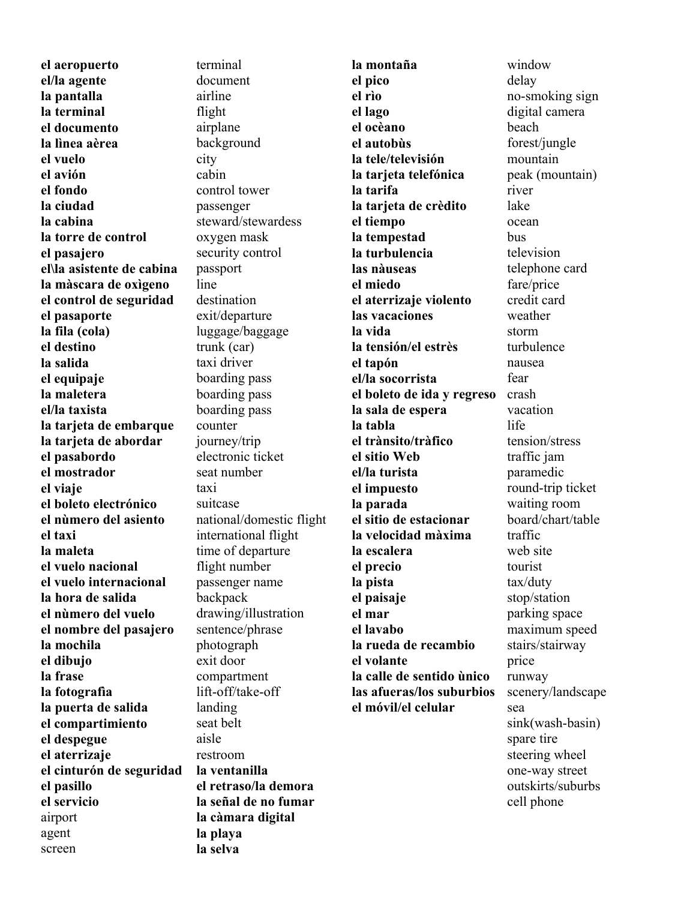**el aeropuerto**
**el/la agente**
**la pantalla**
**la terminal**
**el documento**
**la lìnea aèrea**
**el vuelo**
**el avión**
**el fondo**
**la ciudad**
**la cabina**
**la torre de control**
**el pasajero**
**el\la asistente de cabina**
**la màscara de oxìgeno**
**el control de seguridad**
**el pasaporte**
**la fila (cola)**
**el destino**
**la salida**
**el equipaje**
**la maletera**
**el/la taxista**
**la tarjeta de embarque**
**la tarjeta de abordar**
**el pasabordo**
**el mostrador**
**el viaje**
**el boleto electrónico**
**el nùmero del asiento**
**el taxi**
**la maleta**
**el vuelo nacional**
**el vuelo internacional**
**la hora de salida**
**el nùmero del vuelo**
**el nombre del pasajero**
**la mochila**
**el dibujo**
**la frase**
**la fotografia**
**la puerta de salida**
**el compartimiento**
**el despegue**
**el aterrizaje**
**el cinturón de seguridad**
**el pasillo**
**el servicio**
airport
agent
screen
terminal
document
airline
flight
airplane
background
city
cabin
control tower
passenger
steward/stewardess
oxygen mask
security control
passport
line
destination
exit/departure
luggage/baggage
trunk (car)
taxi driver
boarding pass
boarding pass
boarding pass
counter
journey/trip
electronic ticket
seat number
taxi
suitcase
national/domestic flight
international flight
time of departure
flight number
passenger name
backpack
drawing/illustration
sentence/phrase
photograph
exit door
compartment
lift-off/take-off
landing
seat belt
aisle
restroom
**la ventanilla**
**el retraso/la demora**
**la señal de no fumar**
**la càmara digital**
**la playa**
**la selva**
**la montaña**
**el pico**
**el rìo**
**el lago**
**el ocèano**
**el autobùs**
**la tele/televisión**
**la tarjeta telefónica**
**la tarifa**
**la tarjeta de crèdito**
**el tiempo**
**la tempestad**
**la turbulencia**
**las nàuseas**
**el miedo**
**el aterrizaje violento**
**las vacaciones**
**la vida**
**la tensión/el estrès**
**el tapón**
**el/la socorrista**
**el boleto de ida y regreso**
**la sala de espera**
**la tabla**
**el trànsito/tràfico**
**el sitio Web**
**el/la turista**
**el impuesto**
**la parada**
**el sitio de estacionar**
**la velocidad màxima**
**la escalera**
**el precio**
**la pista**
**el paisaje**
**el mar**
**el lavabo**
**la rueda de recambio**
**el volante**
**la calle de sentido ùnico**
**las afueras/los suburbios**
**el móvil/el celular**
window
delay
no-smoking sign
digital camera
beach
forest/jungle
mountain
peak (mountain)
river
lake
ocean
bus
television
telephone card
fare/price
credit card
weather
storm
turbulence
nausea
fear
crash
vacation
life
tension/stress
traffic jam
paramedic
round-trip ticket
waiting room
board/chart/table
traffic
web site
tourist
tax/duty
stop/station
parking space
maximum speed
stairs/stairway
price
runway
scenery/landscape
sea
sink(wash-basin)
spare tire
steering wheel
one-way street
outskirts/suburbs
cell phone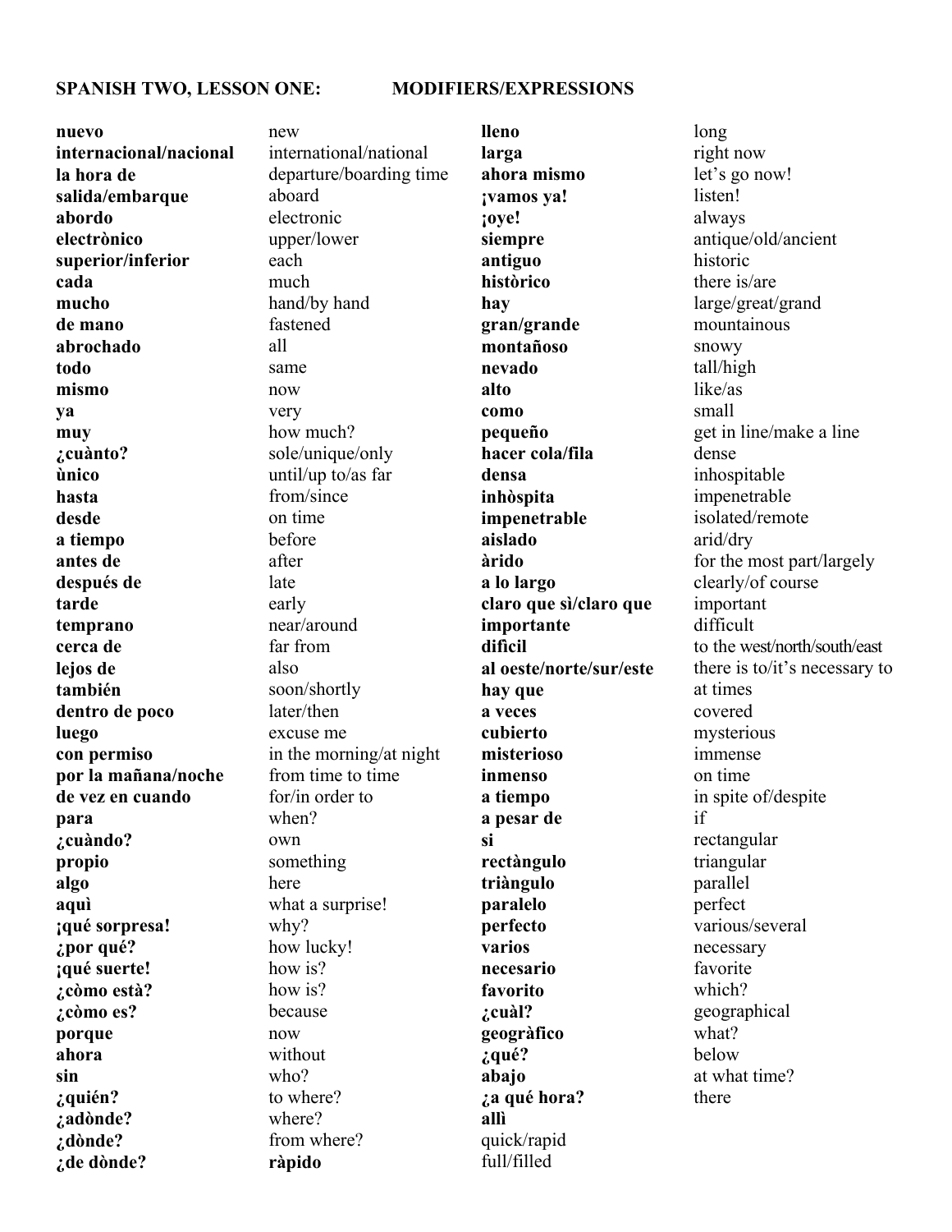## SPANISH TWO, LESSON ONE: MODIFIERS/EXPRESSIONS

| | | | |
|---|---|---|---|
| **nuevo** | new | **lleno** | long |
| **internacional/nacional** | international/national | **larga** | right now |
| **la hora de** | departure/boarding time | **ahora mismo** | let's go now! |
| **salida/embarque** | aboard | **¡vamos ya!** | listen! |
| **abordo** | electronic | **¡oye!** | always |
| **electrònico** | upper/lower | **siempre** | antique/old/ancient |
| **superior/inferior** | each | **antiguo** | historic |
| **cada** | much | **històrico** | there is/are |
| **mucho** | hand/by hand | **hay** | large/great/grand |
| **de mano** | fastened | **gran/grande** | mountainous |
| **abrochado** | all | **montañoso** | snowy |
| **todo** | same | **nevado** | tall/high |
| **mismo** | now | **alto** | like/as |
| **ya** | very | **como** | small |
| **muy** | how much? | **pequeño** | get in line/make a line |
| **¿cuànto?** | sole/unique/only | **hacer cola/fila** | dense |
| **ùnico** | until/up to/as far | **densa** | inhospitable |
| **hasta** | from/since | **inhòspita** | impenetrable |
| **desde** | on time | **impenetrable** | isolated/remote |
| **a tiempo** | before | **aislado** | arid/dry |
| **antes de** | after | **àrido** | for the most part/largely |
| **después de** | late | **a lo largo** | clearly/of course |
| **tarde** | early | **claro que sì/claro que** | important |
| **temprano** | near/around | **importante** | difficult |
| **cerca de** | far from | **difìcil** | to the west/north/south/east |
| **lejos de** | also | **al oeste/norte/sur/este** | there is to/it's necessary to |
| **también** | soon/shortly | **hay que** | at times |
| **dentro de poco** | later/then | **a veces** | covered |
| **luego** | excuse me | **cubierto** | mysterious |
| **con permiso** | in the morning/at night | **misterioso** | immense |
| **por la mañana/noche** | from time to time | **inmenso** | on time |
| **de vez en cuando** | for/in order to | **a tiempo** | in spite of/despite |
| **para** | when? | **a pesar de** | if |
| **¿cuàndo?** | own | **si** | rectangular |
| **propio** | something | **rectàngulo** | triangular |
| **algo** | here | **triàngulo** | parallel |
| **aquì** | what a surprise! | **paralelo** | perfect |
| **¡qué sorpresa!** | why? | **perfecto** | various/several |
| **¿por qué?** | how lucky! | **varios** | necessary |
| **¡qué suerte!** | how is? | **necesario** | favorite |
| **¿còmo està?** | how is? | **favorito** | which? |
| **¿còmo es?** | because | **¿cuàl?** | geographical |
| **porque** | now | **geogràfico** | what? |
| **ahora** | without | **¿qué?** | below |
| **sin** | who? | **abajo** | at what time? |
| **¿quién?** | to where? | **¿a qué hora?** | there |
| **¿adònde?** | where? | **allì** | |
| **¿dònde?** | from where? | quick/rapid | |
| **¿de dònde?** | **ràpido** | full/filled | |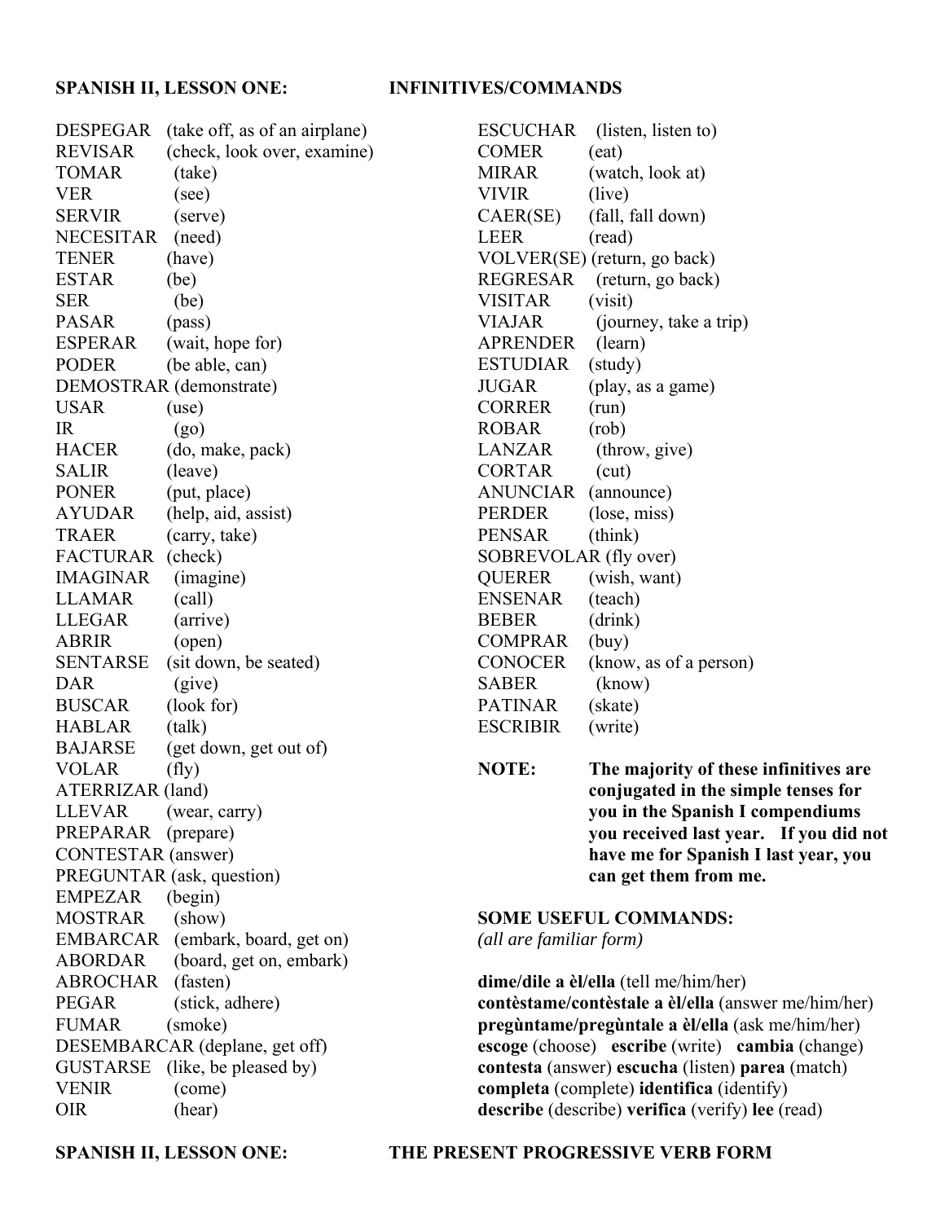## SPANISH II, LESSON ONE: INFINITIVES/COMMANDS

DESPEGAR (take off, as of an airplane)
REVISAR (check, look over, examine)
TOMAR (take)
VER (see)
SERVIR (serve)
NECESITAR (need)
TENER (have)
ESTAR (be)
SER (be)
PASAR (pass)
ESPERAR (wait, hope for)
PODER (be able, can)
DEMOSTRAR (demonstrate)
USAR (use)
IR (go)
HACER (do, make, pack)
SALIR (leave)
PONER (put, place)
AYUDAR (help, aid, assist)
TRAER (carry, take)
FACTURAR (check)
IMAGINAR (imagine)
LLAMAR (call)
LLEGAR (arrive)
ABRIR (open)
SENTARSE (sit down, be seated)
DAR (give)
BUSCAR (look for)
HABLAR (talk)
BAJARSE (get down, get out of)
VOLAR (fly)
ATERRIZAR (land)
LLEVAR (wear, carry)
PREPARAR (prepare)
CONTESTAR (answer)
PREGUNTAR (ask, question)
EMPEZAR (begin)
MOSTRAR (show)
EMBARCAR (embark, board, get on)
ABORDAR (board, get on, embark)
ABROCHAR (fasten)
PEGAR (stick, adhere)
FUMAR (smoke)
DESEMBARCAR (deplane, get off)
GUSTARSE (like, be pleased by)
VENIR (come)
OIR (hear)

ESCUCHAR (listen, listen to)
COMER (eat)
MIRAR (watch, look at)
VIVIR (live)
CAER(SE) (fall, fall down)
LEER (read)
VOLVER(SE) (return, go back)
REGRESAR (return, go back)
VISITAR (visit)
VIAJAR (journey, take a trip)
APRENDER (learn)
ESTUDIAR (study)
JUGAR (play, as a game)
CORRER (run)
ROBAR (rob)
LANZAR (throw, give)
CORTAR (cut)
ANUNCIAR (announce)
PERDER (lose, miss)
PENSAR (think)
SOBREVOLAR (fly over)
QUERER (wish, want)
ENSENAR (teach)
BEBER (drink)
COMPRAR (buy)
CONOCER (know, as of a person)
SABER (know)
PATINAR (skate)
ESCRIBIR (write)

**NOTE: The majority of these infinitives are conjugated in the simple tenses for you in the Spanish I compendiums you received last year. If you did not have me for Spanish I last year, you can get them from me.**

**SOME USEFUL COMMANDS:**
*(all are familiar form)*

**dime/dile a èl/ella** (tell me/him/her)
**contèstame/contèstale a èl/ella** (answer me/him/her)
**pregùntame/pregùntale a èl/ella** (ask me/him/her)
**escoge** (choose) **escribe** (write) **cambia** (change)
**contesta** (answer) **escucha** (listen) **parea** (match)
**completa** (complete) **identifica** (identify)
**describe** (describe) **verifica** (verify) **lee** (read)

## SPANISH II, LESSON ONE: THE PRESENT PROGRESSIVE VERB FORM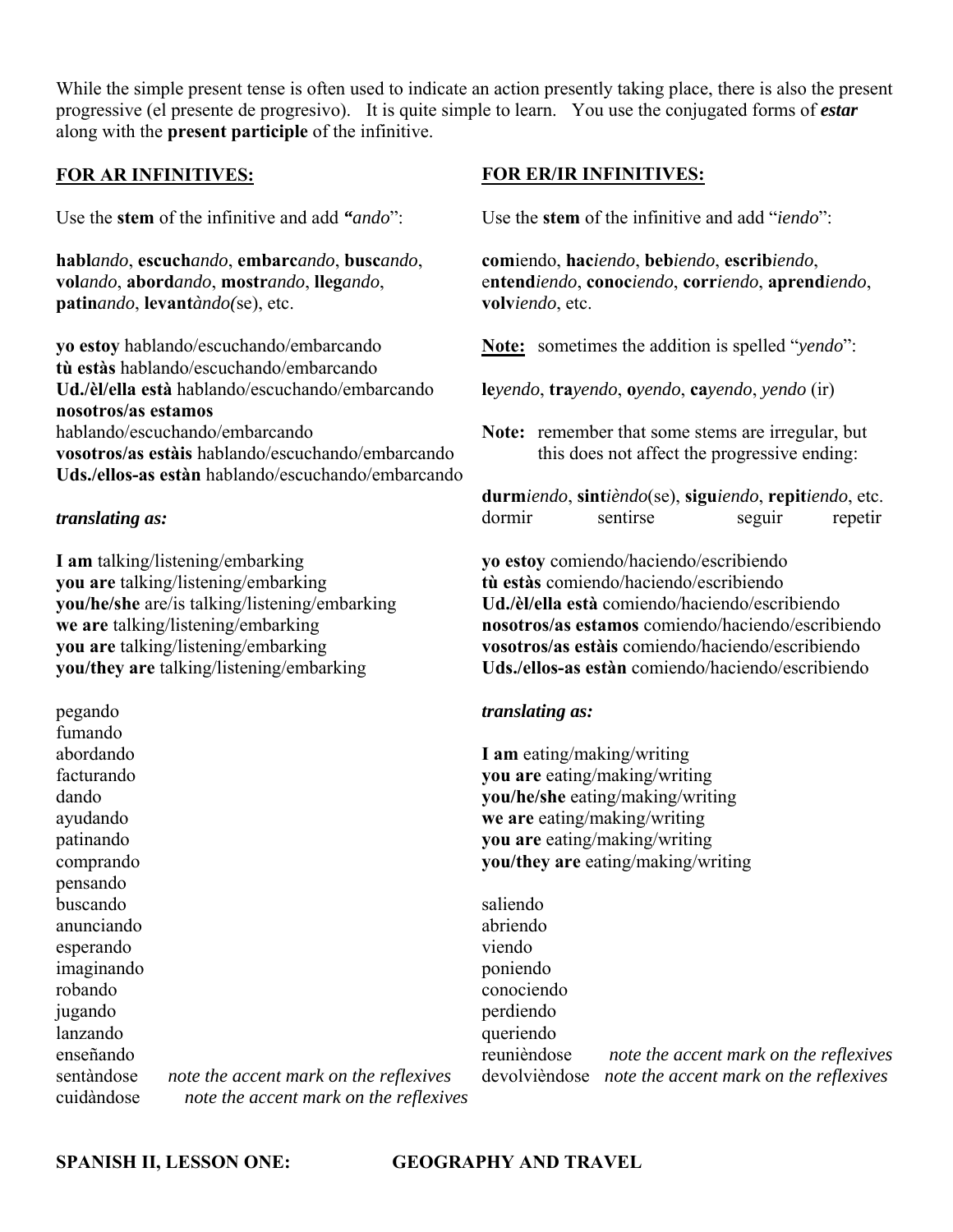While the simple present tense is often used to indicate an action presently taking place, there is also the present progressive (el presente de progresivo). It is quite simple to learn. You use the conjugated forms of ***estar*** along with the **present participle** of the infinitive.

## FOR AR INFINITIVES:

Use the **stem** of the infinitive and add ***"ando***":

**habl***ando*, **escuch***ando*, **embarc***ando*, **busc***ando*, **vol***ando*, **abord***ando*, **mostr***ando*, **lleg***ando*, **patin***ando*, **levant***àndo(*se), etc.

**yo estoy** hablando/escuchando/embarcando
**tù estàs** hablando/escuchando/embarcando
**Ud./èl/ella està** hablando/escuchando/embarcando
**nosotros/as estamos** hablando/escuchando/embarcando
**vosotros/as estàis** hablando/escuchando/embarcando
**Uds./ellos-as estàn** hablando/escuchando/embarcando

***translating as:***

**I am** talking/listening/embarking
**you are** talking/listening/embarking
**you/he/she** are/is talking/listening/embarking
**we are** talking/listening/embarking
**you are** talking/listening/embarking
**you/they are** talking/listening/embarking

pegando
fumando
abordando
facturando
dando
ayudando
patinando
comprando
pensando
buscando
anunciando
esperando
imaginando
robando
jugando
lanzando
enseñando
sentàndose *note the accent mark on the reflexives*
cuidàndose *note the accent mark on the reflexives*

## FOR ER/IR INFINITIVES:

Use the **stem** of the infinitive and add "*iendo*":

**com**iendo, **hac***iendo*, **beb***iendo*, **escrib***iendo*, e**ntend***iendo*, **conoc***iendo*, **corr***iendo*, **aprend***iendo*, **volv***iendo*, etc.

**Note:** sometimes the addition is spelled "*yendo*":

**le***yendo*, **tra***yendo*, **o***yendo*, **ca***yendo*, *yendo* (ir)

**Note:** remember that some stems are irregular, but this does not affect the progressive ending:

**durm***iendo*, **sint***ièndo*(se), **sigu***iendo*, **repit***iendo*, etc.
dormir sentirse seguir repetir

**yo estoy** comiendo/haciendo/escribiendo
**tù estàs** comiendo/haciendo/escribiendo
**Ud./èl/ella està** comiendo/haciendo/escribiendo
**nosotros/as estamos** comiendo/haciendo/escribiendo
**vosotros/as estàis** comiendo/haciendo/escribiendo
**Uds./ellos-as estàn** comiendo/haciendo/escribiendo

***translating as:***

**I am** eating/making/writing
**you are** eating/making/writing
**you/he/she** eating/making/writing
**we are** eating/making/writing
**you are** eating/making/writing
**you/they are** eating/making/writing

saliendo
abriendo
viendo
poniendo
conociendo
perdiendo
queriendo
reunièndose *note the accent mark on the reflexives*
devolvièndose *note the accent mark on the reflexives*

**SPANISH II, LESSON ONE: GEOGRAPHY AND TRAVEL**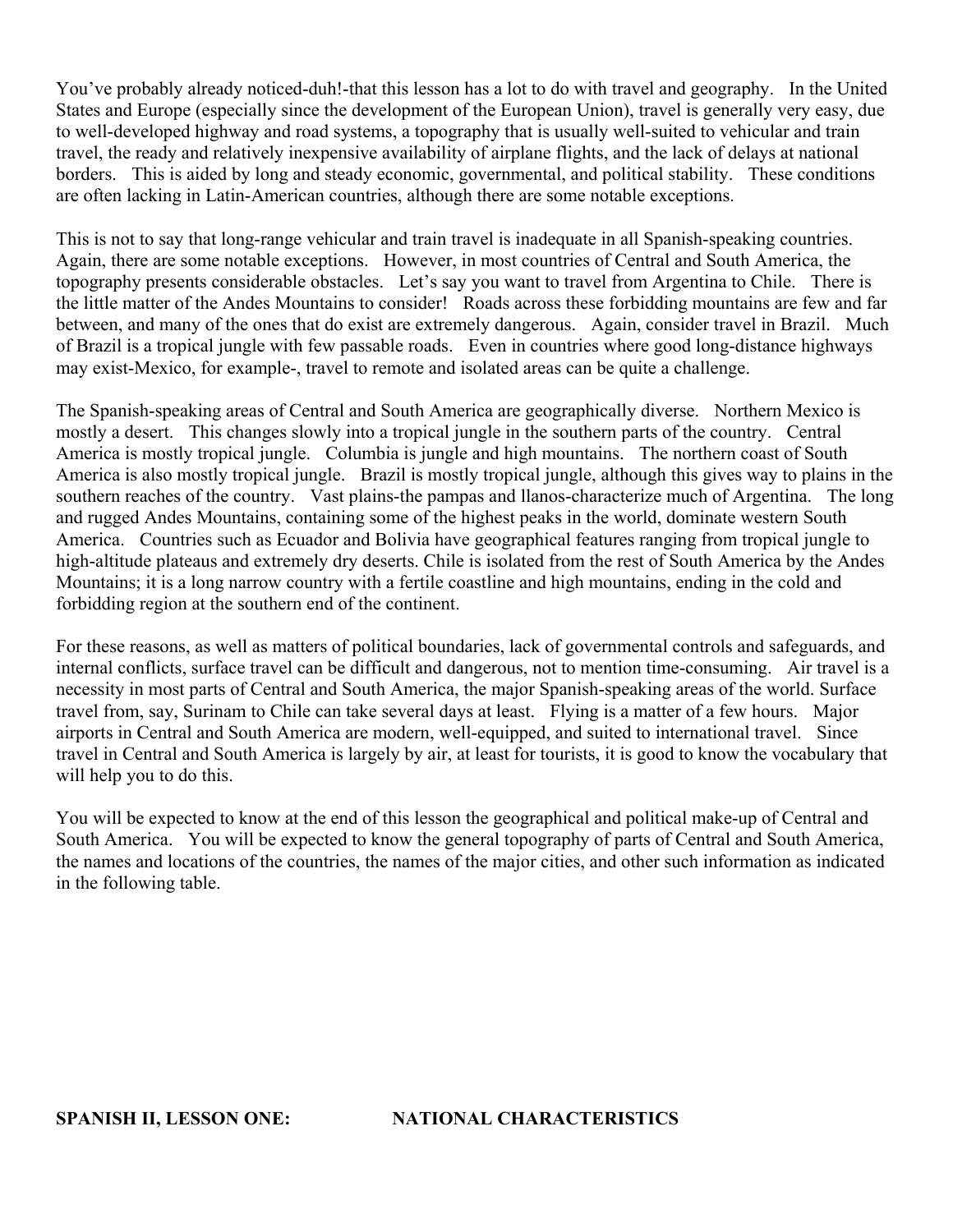You've probably already noticed-duh!-that this lesson has a lot to do with travel and geography. In the United States and Europe (especially since the development of the European Union), travel is generally very easy, due to well-developed highway and road systems, a topography that is usually well-suited to vehicular and train travel, the ready and relatively inexpensive availability of airplane flights, and the lack of delays at national borders. This is aided by long and steady economic, governmental, and political stability. These conditions are often lacking in Latin-American countries, although there are some notable exceptions.

This is not to say that long-range vehicular and train travel is inadequate in all Spanish-speaking countries. Again, there are some notable exceptions. However, in most countries of Central and South America, the topography presents considerable obstacles. Let's say you want to travel from Argentina to Chile. There is the little matter of the Andes Mountains to consider! Roads across these forbidding mountains are few and far between, and many of the ones that do exist are extremely dangerous. Again, consider travel in Brazil. Much of Brazil is a tropical jungle with few passable roads. Even in countries where good long-distance highways may exist-Mexico, for example-, travel to remote and isolated areas can be quite a challenge.

The Spanish-speaking areas of Central and South America are geographically diverse. Northern Mexico is mostly a desert. This changes slowly into a tropical jungle in the southern parts of the country. Central America is mostly tropical jungle. Columbia is jungle and high mountains. The northern coast of South America is also mostly tropical jungle. Brazil is mostly tropical jungle, although this gives way to plains in the southern reaches of the country. Vast plains-the pampas and llanos-characterize much of Argentina. The long and rugged Andes Mountains, containing some of the highest peaks in the world, dominate western South America. Countries such as Ecuador and Bolivia have geographical features ranging from tropical jungle to high-altitude plateaus and extremely dry deserts. Chile is isolated from the rest of South America by the Andes Mountains; it is a long narrow country with a fertile coastline and high mountains, ending in the cold and forbidding region at the southern end of the continent.

For these reasons, as well as matters of political boundaries, lack of governmental controls and safeguards, and internal conflicts, surface travel can be difficult and dangerous, not to mention time-consuming. Air travel is a necessity in most parts of Central and South America, the major Spanish-speaking areas of the world. Surface travel from, say, Surinam to Chile can take several days at least. Flying is a matter of a few hours. Major airports in Central and South America are modern, well-equipped, and suited to international travel. Since travel in Central and South America is largely by air, at least for tourists, it is good to know the vocabulary that will help you to do this.

You will be expected to know at the end of this lesson the geographical and political make-up of Central and South America. You will be expected to know the general topography of parts of Central and South America, the names and locations of the countries, the names of the major cities, and other such information as indicated in the following table.

**SPANISH II, LESSON ONE: NATIONAL CHARACTERISTICS**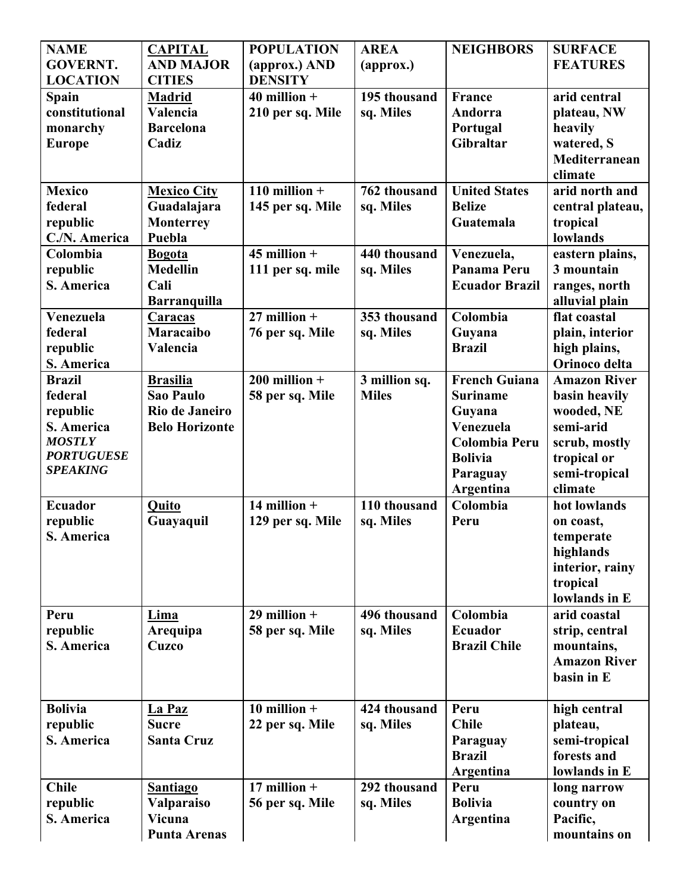| NAME GOVERNT. LOCATION | CAPITAL AND MAJOR CITIES | POPULATION (approx.) AND DENSITY | AREA (approx.) | NEIGHBORS | SURFACE FEATURES |
|---|---|---|---|---|---|
| **Spain** constitutional monarchy Europe | **Madrid** Valencia Barcelona Cadiz | 40 million + 210 per sq. Mile | 195 thousand sq. Miles | France Andorra Portugal Gibraltar | arid central plateau, NW heavily watered, S Mediterranean climate |
| **Mexico** federal republic C./N. America | **Mexico City** Guadalajara Monterrey Puebla | 110 million + 145 per sq. Mile | 762 thousand sq. Miles | United States Belize Guatemala | arid north and central plateau, tropical lowlands |
| **Colombia** republic S. America | **Bogota** Medellin Cali Barranquilla | 45 million + 111 per sq. mile | 440 thousand sq. Miles | Venezuela, Panama Peru Ecuador Brazil | eastern plains, 3 mountain ranges, north alluvial plain |
| **Venezuela** federal republic S. America | **Caracas** Maracaibo Valencia | 27 million + 76 per sq. Mile | 353 thousand sq. Miles | Colombia Guyana Brazil | flat coastal plain, interior high plains, Orinoco delta |
| **Brazil** federal republic S. America *MOSTLY PORTUGUESE SPEAKING* | **Brasilia** Sao Paulo Rio de Janeiro Belo Horizonte | 200 million + 58 per sq. Mile | 3 million sq. Miles | French Guiana Suriname Guyana Venezuela Colombia Peru Bolivia Paraguay Argentina | Amazon River basin heavily wooded, NE semi-arid scrub, mostly tropical or semi-tropical climate |
| **Ecuador** republic S. America | **Quito** Guayaquil | 14 million + 129 per sq. Mile | 110 thousand sq. Miles | Colombia Peru | hot lowlands on coast, temperate highlands interior, rainy tropical lowlands in E |
| **Peru** republic S. America | **Lima** Arequipa Cuzco | 29 million + 58 per sq. Mile | 496 thousand sq. Miles | Colombia Ecuador Brazil Chile | arid coastal strip, central mountains, Amazon River basin in E |
| **Bolivia** republic S. America | **La Paz** Sucre Santa Cruz | 10 million + 22 per sq. Mile | 424 thousand sq. Miles | Peru Chile Paraguay Brazil Argentina | high central plateau, semi-tropical forests and lowlands in E |
| **Chile** republic S. America | **Santiago** Valparaiso Vicuna Punta Arenas | 17 million + 56 per sq. Mile | 292 thousand sq. Miles | Peru Bolivia Argentina | long narrow country on Pacific, mountains on |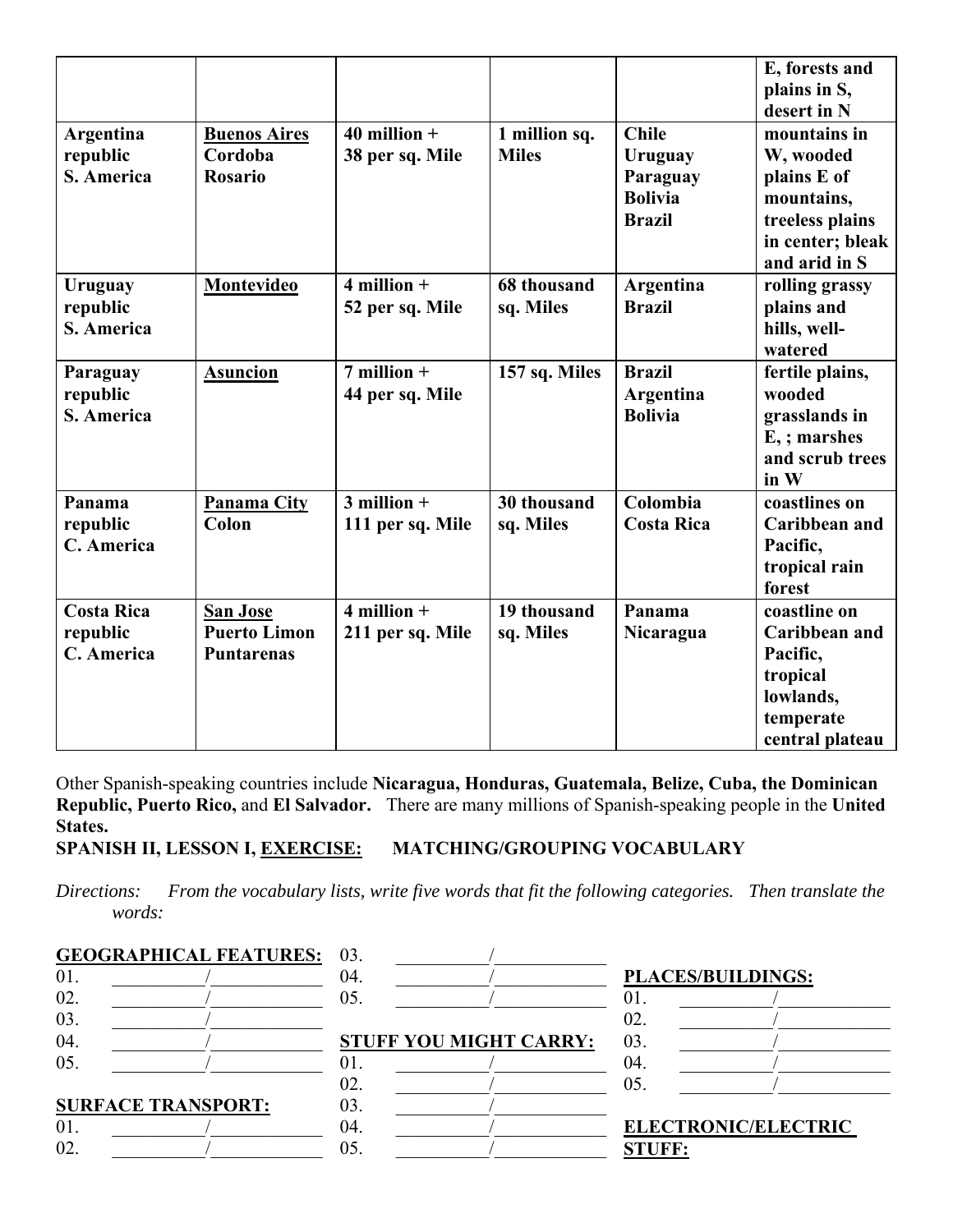| | | | | | E, forests and plains in S, desert in N |
|---|---|---|---|---|---|
| **Argentina republic S. America** | **Buenos Aires** Cordoba Rosario | **40 million + 38 per sq. Mile** | **1 million sq. Miles** | **Chile Uruguay Paraguay Bolivia Brazil** | **mountains in W, wooded plains E of mountains, treeless plains in center; bleak and arid in S** |
| **Uruguay republic S. America** | **Montevideo** | **4 million + 52 per sq. Mile** | **68 thousand sq. Miles** | **Argentina Brazil** | **rolling grassy plains and hills, well-watered** |
| **Paraguay republic S. America** | **Asuncion** | **7 million + 44 per sq. Mile** | **157 sq. Miles** | **Brazil Argentina Bolivia** | **fertile plains, wooded grasslands in E, ; marshes and scrub trees in W** |
| **Panama republic C. America** | **Panama City** Colon | **3 million + 111 per sq. Mile** | **30 thousand sq. Miles** | **Colombia Costa Rica** | **coastlines on Caribbean and Pacific, tropical rain forest** |
| **Costa Rica republic C. America** | **San Jose** Puerto Limon Puntarenas | **4 million + 211 per sq. Mile** | **19 thousand sq. Miles** | **Panama Nicaragua** | **coastline on Caribbean and Pacific, tropical lowlands, temperate central plateau** |

Other Spanish-speaking countries include **Nicaragua, Honduras, Guatemala, Belize, Cuba, the Dominican Republic, Puerto Rico,** and **El Salvador.** There are many millions of Spanish-speaking people in the **United States.**

**SPANISH II, LESSON I, EXERCISE: MATCHING/GROUPING VOCABULARY**

*Directions: From the vocabulary lists, write five words that fit the following categories. Then translate the words:*

**GEOGRAPHICAL FEATURES:**

01. __________/____________
02. __________/____________
03. __________/____________
04. __________/____________
05. __________/____________

**SURFACE TRANSPORT:**

01. __________/____________
02. __________/____________
03. __________/____________
04. __________/____________
05. __________/____________

**STUFF YOU MIGHT CARRY:**

01. __________/____________
02. __________/____________
03. __________/____________
04. __________/____________
05. __________/____________

**PLACES/BUILDINGS:**

01. __________/____________
02. __________/____________
03. __________/____________
04. __________/____________
05. __________/____________

**ELECTRONIC/ELECTRIC STUFF:**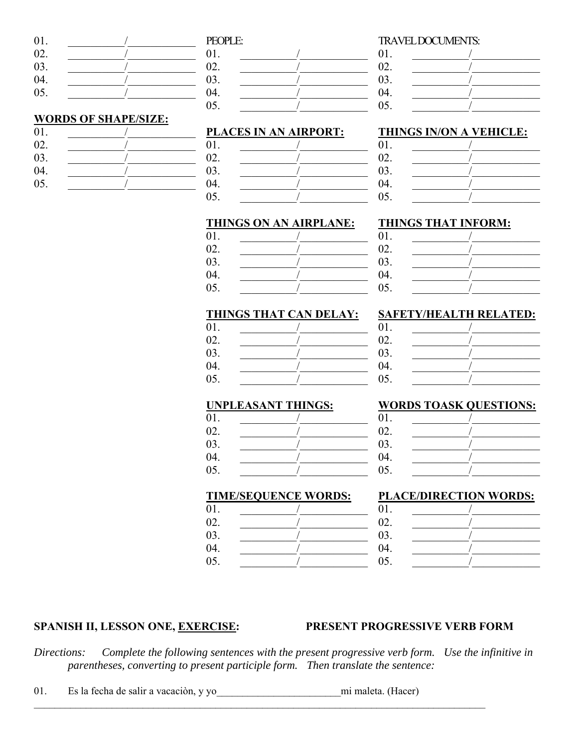01. __________/____________
02. __________/____________
03. __________/____________
04. __________/____________
05. __________/____________

**WORDS OF SHAPE/SIZE:**

01. __________/____________
02. __________/____________
03. __________/____________
04. __________/____________
05. __________/____________

PEOPLE:

01. __________/____________
02. __________/____________
03. __________/____________
04. __________/____________
05. __________/____________

TRAVEL DOCUMENTS:

01. __________/____________
02. __________/____________
03. __________/____________
04. __________/____________
05. __________/____________

**PLACES IN AN AIRPORT:**

01. __________/____________
02. __________/____________
03. __________/____________
04. __________/____________
05. __________/____________

**THINGS IN/ON A VEHICLE:**

01. __________/____________
02. __________/____________
03. __________/____________
04. __________/____________
05. __________/____________

**THINGS ON AN AIRPLANE:**

01. __________/____________
02. __________/____________
03. __________/____________
04. __________/____________
05. __________/____________

**THINGS THAT INFORM:**

01. __________/____________
02. __________/____________
03. __________/____________
04. __________/____________
05. __________/____________

**THINGS THAT CAN DELAY:**

01. __________/____________
02. __________/____________
03. __________/____________
04. __________/____________
05. __________/____________

**SAFETY/HEALTH RELATED:**

01. __________/____________
02. __________/____________
03. __________/____________
04. __________/____________
05. __________/____________

**UNPLEASANT THINGS:**

01. __________/____________
02. __________/____________
03. __________/____________
04. __________/____________
05. __________/____________

**WORDS TOASK QUESTIONS:**

01. __________/____________
02. __________/____________
03. __________/____________
04. __________/____________
05. __________/____________

**TIME/SEQUENCE WORDS:**

01. __________/____________
02. __________/____________
03. __________/____________
04. __________/____________
05. __________/____________

**PLACE/DIRECTION WORDS:**

01. __________/____________
02. __________/____________
03. __________/____________
04. __________/____________
05. __________/____________

**SPANISH II, LESSON ONE, EXERCISE: PRESENT PROGRESSIVE VERB FORM**

*Directions: Complete the following sentences with the present progressive verb form. Use the infinitive in parentheses, converting to present participle form. Then translate the sentence:*

01. Es la fecha de salir a vaciaciòn, y yo________________________mi maleta. (Hacer)

______________________________________________________________________________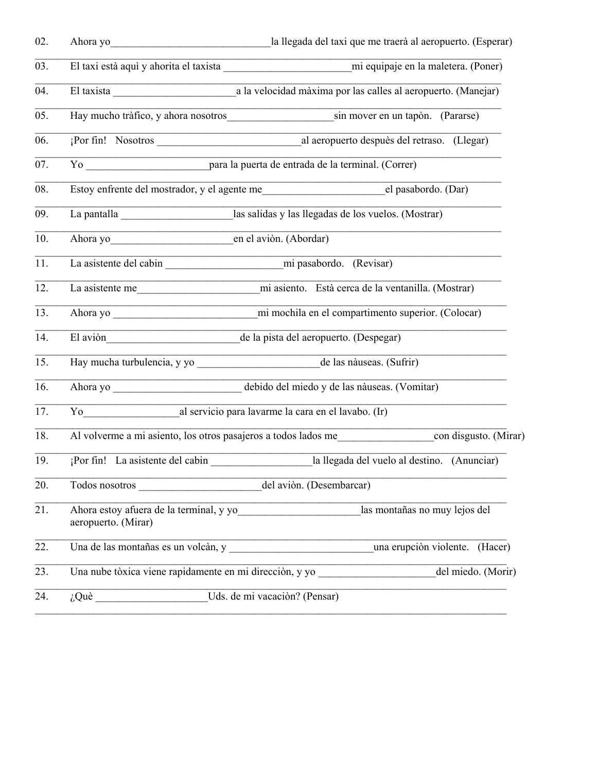02. Ahora yo______________________________la llegada del taxi que me traerà al aeropuerto. (Esperar)

03. El taxi està aquì y ahorita el taxista ________________________mi equipaje en la maletera. (Poner)

04. El taxista _______________________a la velocidad màxima por las calles al aeropuerto. (Manejar)

05. Hay mucho tràfico, y ahora nosotros____________________sin mover en un tapòn. (Pararse)

06. ¡Por fin! Nosotros ____________________________al aeropuerto despuès del retraso. (Llegar)

07. Yo _______________________para la puerta de entrada de la terminal. (Correr)

08. Estoy enfrente del mostrador, y el agente me_______________________el pasabordo. (Dar)

09. La pantalla _____________________las salidas y las llegadas de los vuelos. (Mostrar)

10. Ahora yo_______________________en el aviòn. (Abordar)

11. La asistente del cabin ______________________mi pasabordo. (Revisar)

12. La asistente me_______________________mi asiento. Està cerca de la ventanilla. (Mostrar)

13. Ahora yo ___________________________mi mochila en el compartimento superior. (Colocar)

14. El aviòn_________________________de la pista del aeropuerto. (Despegar)

15. Hay mucha turbulencia, y yo _______________________de las nàuseas. (Sufrir)

16. Ahora yo ________________________ debido del miedo y de las nàuseas. (Vomitar)

17. Yo_________________al servicio para lavarme la cara en el lavabo. (Ir)

18. Al volverme a mi asiento, los otros pasajeros a todos lados me__________________con disgusto. (Mirar)

19. ¡Por fin! La asistente del cabin ___________________la llegada del vuelo al destino. (Anunciar)

20. Todos nosotros _______________________del aviòn. (Desembarcar)

21. Ahora estoy afuera de la terminal, y yo_______________________las montañas no muy lejos del aeropuerto. (Mirar)

22. Una de las montañas es un volcàn, y ___________________________una erupciòn violente. (Hacer)

23. Una nube tòxica viene rapidamente en mi direcciòn, y yo ______________________del miedo. (Morir)

24. ¿Què _____________________Uds. de mi vacaciòn? (Pensar)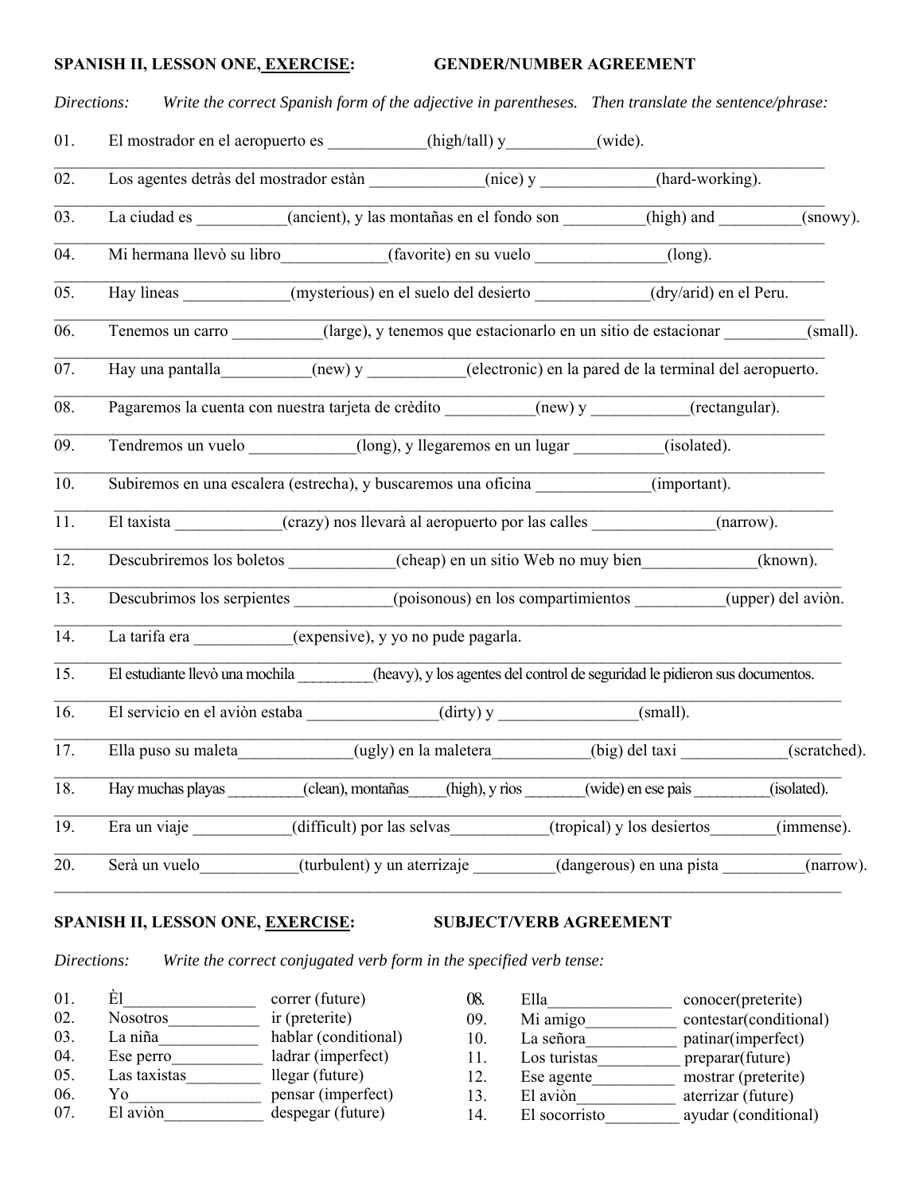**SPANISH II, LESSON ONE, EXERCISE: GENDER/NUMBER AGREEMENT**

*Directions: Write the correct Spanish form of the adjective in parentheses. Then translate the sentence/phrase:*

01. El mostrador en el aeropuerto es ____________(high/tall) y___________(wide).
_______________________________________________________________________________

02. Los agentes detràs del mostrador estàn ______________(nice) y ______________(hard-working).
_______________________________________________________________________________

03. La ciudad es ___________(ancient), y las montañas en el fondo son __________(high) and __________(snowy).
_______________________________________________________________________________

04. Mi hermana llevò su libro_____________(favorite) en su vuelo ________________(long).
_______________________________________________________________________________

05. Hay lìneas _____________(mysterious) en el suelo del desierto ______________(dry/arid) en el Peru.
_______________________________________________________________________________

06. Tenemos un carro ___________(large), y tenemos que estacionarlo en un sitio de estacionar __________(small).
_______________________________________________________________________________

07. Hay una pantalla___________(new) y ____________(electronic) en la pared de la terminal del aeropuerto.
_______________________________________________________________________________

08. Pagaremos la cuenta con nuestra tarjeta de crèdito ___________(new) y ____________(rectangular).
_______________________________________________________________________________

09. Tendremos un vuelo _____________(long), y llegaremos en un lugar ___________(isolated).
_______________________________________________________________________________

10. Subiremos en una escalera (estrecha), y buscaremos una oficina ______________(important).
_______________________________________________________________________________

11. El taxista _____________(crazy) nos llevarà al aeropuerto por las calles _______________(narrow).
_______________________________________________________________________________

12. Descubriremos los boletos _____________(cheap) en un sitio Web no muy bien______________(known).
_______________________________________________________________________________

13. Descubrimos los serpientes ____________(poisonous) en los compartimientos ___________(upper) del aviòn.
_______________________________________________________________________________

14. La tarifa era ____________(expensive), y yo no pude pagarla.
_______________________________________________________________________________

15. El estudiante llevò una mochila __________(heavy), y los agentes del control de seguridad le pidieron sus documentos.
_______________________________________________________________________________

16. El servicio en el aviòn estaba ________________(dirty) y _________________(small).
_______________________________________________________________________________

17. Ella puso su maleta______________(ugly) en la maletera____________(big) del taxi _____________(scratched).
_______________________________________________________________________________

18. Hay muchas playas __________(clean), montañas_____(high), y rìos ________(wide) en ese paìs __________(isolated).
_______________________________________________________________________________

19. Era un viaje ____________(difficult) por las selvas____________(tropical) y los desiertos________(immense).
_______________________________________________________________________________

20. Serà un vuelo____________(turbulent) y un aterrizaje __________(dangerous) en una pista __________(narrow).
_______________________________________________________________________________

**SPANISH II, LESSON ONE, EXERCISE: SUBJECT/VERB AGREEMENT**

*Directions: Write the correct conjugated verb form in the specified verb tense:*

01. Èl________________ correr (future)
02. Nosotros___________ ir (preterite)
03. La niña____________ hablar (conditional)
04. Ese perro___________ ladrar (imperfect)
05. Las taxistas_________ llegar (future)
06. Yo________________ pensar (imperfect)
07. El aviòn____________ despegar (future)
08. Ella_______________ conocer(preterite)
09. Mi amigo___________ contestar(conditional)
10. La señora___________ patinar(imperfect)
11. Los turistas__________ preparar(future)
12. Ese agente__________ mostrar (preterite)
13. El aviòn____________ aterrizar (future)
14. El socorrista_________ ayudar (conditional)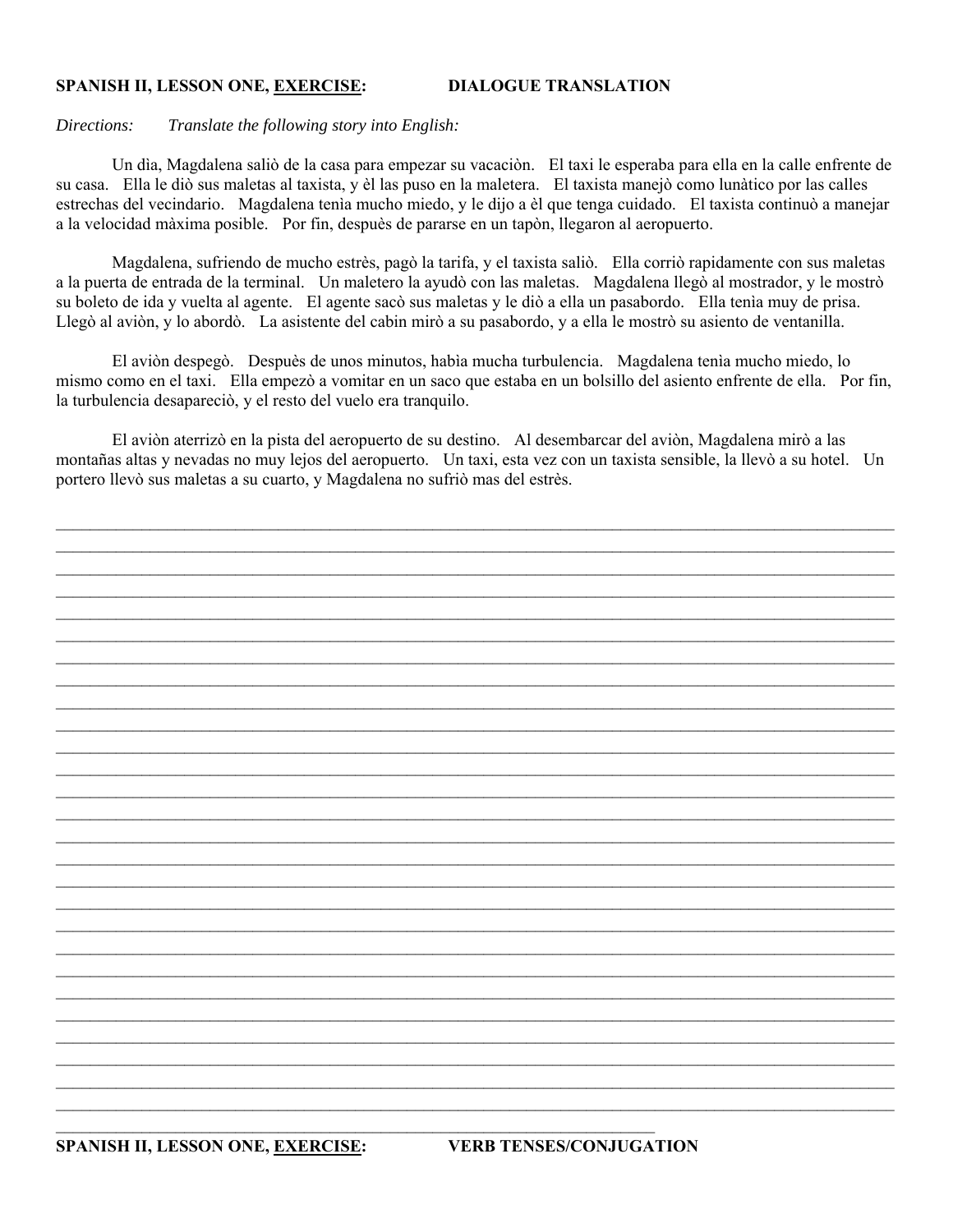**SPANISH II, LESSON ONE, <u>EXERCISE</u>: DIALOGUE TRANSLATION**

*Directions: Translate the following story into English:*

Un dìa, Magdalena saliò de la casa para empezar su vacaciòn. El taxi le esperaba para ella en la calle enfrente de su casa. Ella le diò sus maletas al taxista, y èl las puso en la maletera. El taxista manejò como lunàtico por las calles estrechas del vecindario. Magdalena tenìa mucho miedo, y le dijo a èl que tenga cuidado. El taxista continuò a manejar a la velocidad màxima posible. Por fin, despuès de pararse en un tapòn, llegaron al aeropuerto.

Magdalena, sufriendo de mucho estrès, pagò la tarifa, y el taxista saliò. Ella corriò rapidamente con sus maletas a la puerta de entrada de la terminal. Un maletero la ayudò con las maletas. Magdalena llegò al mostrador, y le mostrò su boleto de ida y vuelta al agente. El agente sacò sus maletas y le diò a ella un pasabordo. Ella tenìa muy de prisa. Llegò al aviòn, y lo abordò. La asistente del cabin mirò a su pasabordo, y a ella le mostrò su asiento de ventanilla.

El aviòn despegò. Despuès de unos minutos, habìa mucha turbulencia. Magdalena tenìa mucho miedo, lo mismo como en el taxi. Ella empezò a vomitar en un saco que estaba en un bolsillo del asiento enfrente de ella. Por fin, la turbulencia desapareciò, y el resto del vuelo era tranquilo.

El aviòn aterrizò en la pista del aeropuerto de su destino. Al desembarcar del aviòn, Magdalena mirò a las montañas altas y nevadas no muy lejos del aeropuerto. Un taxi, esta vez con un taxista sensible, la llevò a su hotel. Un portero llevò sus maletas a su cuarto, y Magdalena no sufriò mas del estrès.

\_\_\_\_\_\_\_\_\_\_\_\_\_\_\_\_\_\_\_\_\_\_\_\_\_\_\_\_\_\_\_\_\_\_\_\_\_\_\_\_\_\_\_\_\_\_\_\_\_\_\_\_\_\_\_\_\_\_\_\_\_\_\_\_\_\_\_\_\_\_\_\_\_\_\_\_\_\_\_\_\_\_

\_\_\_\_\_\_\_\_\_\_\_\_\_\_\_\_\_\_\_\_\_\_\_\_\_\_\_\_\_\_\_\_\_\_\_\_\_\_\_\_\_\_\_\_\_\_\_\_\_\_\_\_\_\_\_\_\_\_\_\_\_\_\_\_\_\_\_\_\_\_\_\_\_\_\_\_\_\_\_\_\_\_

\_\_\_\_\_\_\_\_\_\_\_\_\_\_\_\_\_\_\_\_\_\_\_\_\_\_\_\_\_\_\_\_\_\_\_\_\_\_\_\_\_\_\_\_\_\_\_\_\_\_\_\_\_\_\_\_\_\_\_\_\_\_\_\_\_\_\_\_\_\_\_\_\_\_\_\_\_\_\_\_\_\_

**SPANISH II, LESSON ONE, <u>EXERCISE</u>: VERB TENSES/CONJUGATION**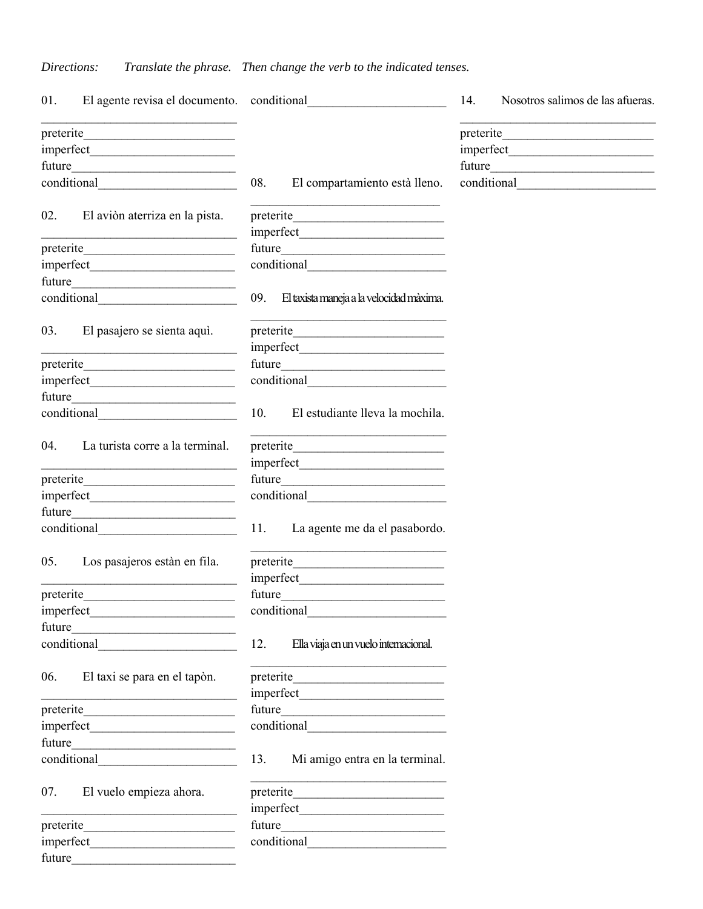*Directions: Translate the phrase. Then change the verb to the indicated tenses.*

01. El agente revisa el documento.
_______________________________
preterite________________________
imperfect_______________________
future__________________________
conditional______________________

02. El aviòn aterriza en la pista.
_______________________________
preterite________________________
imperfect_______________________
future__________________________
conditional______________________

03. El pasajero se sienta aquì.
_______________________________
preterite________________________
imperfect_______________________
future__________________________
conditional______________________

04. La turista corre a la terminal.
_______________________________
preterite________________________
imperfect_______________________
future__________________________
conditional______________________

05. Los pasajeros estàn en fila.
_______________________________
preterite________________________
imperfect_______________________
future__________________________
conditional______________________

06. El taxi se para en el tapòn.
_______________________________
preterite________________________
imperfect_______________________
future__________________________
conditional______________________

07. El vuelo empieza ahora.
_______________________________
preterite________________________
imperfect_______________________
future__________________________
conditional______________________

08. El compartamiento està lleno.
_______________________________
preterite________________________
imperfect_______________________
future__________________________
conditional______________________

09. El taxista maneja a la velocidad màxima.
_______________________________
preterite________________________
imperfect_______________________
future__________________________
conditional______________________

10. El estudiante lleva la mochila.
_______________________________
preterite________________________
imperfect_______________________
future__________________________
conditional______________________

11. La agente me da el pasabordo.
_______________________________
preterite________________________
imperfect_______________________
future__________________________
conditional______________________

12. Ella viaja en un vuelo internacional.
_______________________________
preterite________________________
imperfect_______________________
future__________________________
conditional______________________

13. Mi amigo entra en la terminal.
_______________________________
preterite________________________
imperfect_______________________
future__________________________
conditional______________________

14. Nosotros salimos de las afueras.
_______________________________
preterite________________________
imperfect_______________________
future__________________________
conditional______________________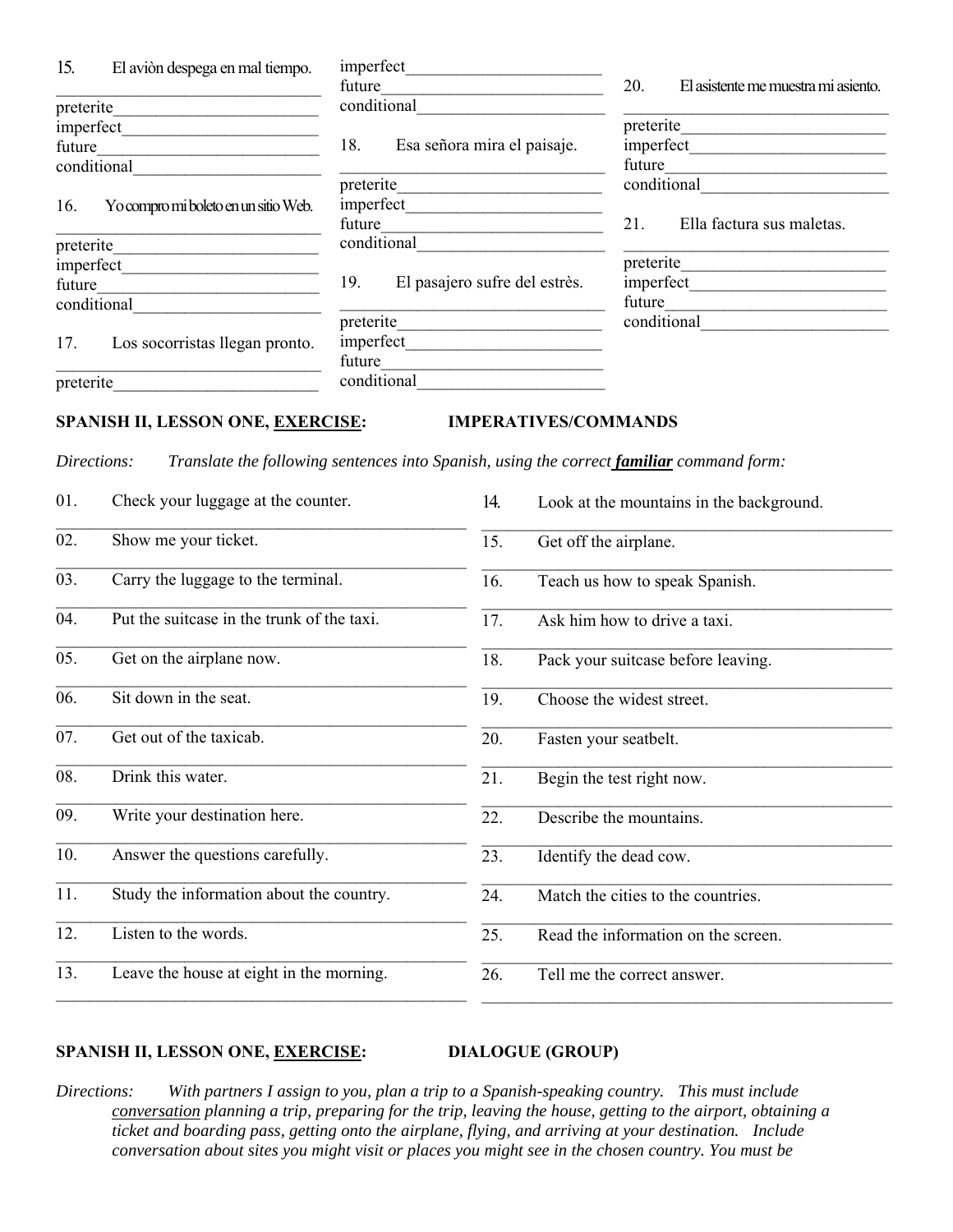15. El aviòn despega en mal tiempo.

\_\_\_\_\_\_\_\_\_\_\_\_\_\_\_\_\_\_\_\_\_\_\_\_\_\_\_\_

preterite\_\_\_\_\_\_\_\_\_\_\_\_\_\_\_\_\_\_\_\_\_\_\_\_

imperfect\_\_\_\_\_\_\_\_\_\_\_\_\_\_\_\_\_\_\_\_\_\_\_

future\_\_\_\_\_\_\_\_\_\_\_\_\_\_\_\_\_\_\_\_\_\_\_\_\_\_

conditional\_\_\_\_\_\_\_\_\_\_\_\_\_\_\_\_\_\_\_\_\_\_

16. Yo compro mi boleto en un sitio Web.

\_\_\_\_\_\_\_\_\_\_\_\_\_\_\_\_\_\_\_\_\_\_\_\_\_\_\_\_

preterite\_\_\_\_\_\_\_\_\_\_\_\_\_\_\_\_\_\_\_\_\_\_\_\_

imperfect\_\_\_\_\_\_\_\_\_\_\_\_\_\_\_\_\_\_\_\_\_\_\_

future\_\_\_\_\_\_\_\_\_\_\_\_\_\_\_\_\_\_\_\_\_\_\_\_\_\_

conditional\_\_\_\_\_\_\_\_\_\_\_\_\_\_\_\_\_\_\_\_\_\_

17. Los socorristas llegan pronto.

\_\_\_\_\_\_\_\_\_\_\_\_\_\_\_\_\_\_\_\_\_\_\_\_\_\_\_\_

preterite\_\_\_\_\_\_\_\_\_\_\_\_\_\_\_\_\_\_\_\_\_\_\_\_

imperfect\_\_\_\_\_\_\_\_\_\_\_\_\_\_\_\_\_\_\_\_\_\_\_

future\_\_\_\_\_\_\_\_\_\_\_\_\_\_\_\_\_\_\_\_\_\_\_\_\_\_

conditional\_\_\_\_\_\_\_\_\_\_\_\_\_\_\_\_\_\_\_\_\_\_

18. Esa señora mira el paisaje.

\_\_\_\_\_\_\_\_\_\_\_\_\_\_\_\_\_\_\_\_\_\_\_\_\_\_\_\_

preterite\_\_\_\_\_\_\_\_\_\_\_\_\_\_\_\_\_\_\_\_\_\_\_\_

imperfect\_\_\_\_\_\_\_\_\_\_\_\_\_\_\_\_\_\_\_\_\_\_\_

future\_\_\_\_\_\_\_\_\_\_\_\_\_\_\_\_\_\_\_\_\_\_\_\_\_\_

conditional\_\_\_\_\_\_\_\_\_\_\_\_\_\_\_\_\_\_\_\_\_\_

19. El pasajero sufre del estrès.

\_\_\_\_\_\_\_\_\_\_\_\_\_\_\_\_\_\_\_\_\_\_\_\_\_\_\_\_

preterite\_\_\_\_\_\_\_\_\_\_\_\_\_\_\_\_\_\_\_\_\_\_\_\_

imperfect\_\_\_\_\_\_\_\_\_\_\_\_\_\_\_\_\_\_\_\_\_\_\_

future\_\_\_\_\_\_\_\_\_\_\_\_\_\_\_\_\_\_\_\_\_\_\_\_\_\_

conditional\_\_\_\_\_\_\_\_\_\_\_\_\_\_\_\_\_\_\_\_\_\_

20. El asistente me muestra mi asiento.

\_\_\_\_\_\_\_\_\_\_\_\_\_\_\_\_\_\_\_\_\_\_\_\_\_\_\_\_

preterite\_\_\_\_\_\_\_\_\_\_\_\_\_\_\_\_\_\_\_\_\_\_\_\_

imperfect\_\_\_\_\_\_\_\_\_\_\_\_\_\_\_\_\_\_\_\_\_\_\_

future\_\_\_\_\_\_\_\_\_\_\_\_\_\_\_\_\_\_\_\_\_\_\_\_\_\_

conditional\_\_\_\_\_\_\_\_\_\_\_\_\_\_\_\_\_\_\_\_\_\_

21. Ella factura sus maletas.

\_\_\_\_\_\_\_\_\_\_\_\_\_\_\_\_\_\_\_\_\_\_\_\_\_\_\_\_

preterite\_\_\_\_\_\_\_\_\_\_\_\_\_\_\_\_\_\_\_\_\_\_\_\_

imperfect\_\_\_\_\_\_\_\_\_\_\_\_\_\_\_\_\_\_\_\_\_\_\_

future\_\_\_\_\_\_\_\_\_\_\_\_\_\_\_\_\_\_\_\_\_\_\_\_\_\_

conditional\_\_\_\_\_\_\_\_\_\_\_\_\_\_\_\_\_\_\_\_\_\_

## SPANISH II, LESSON ONE, <u>EXERCISE</u>: IMPERATIVES/COMMANDS

*Directions: Translate the following sentences into Spanish, using the correct **familiar** command form:*

01. Check your luggage at the counter.
02. Show me your ticket.
03. Carry the luggage to the terminal.
04. Put the suitcase in the trunk of the taxi.
05. Get on the airplane now.
06. Sit down in the seat.
07. Get out of the taxicab.
08. Drink this water.
09. Write your destination here.
10. Answer the questions carefully.
11. Study the information about the country.
12. Listen to the words.
13. Leave the house at eight in the morning.
14. Look at the mountains in the background.
15. Get off the airplane.
16. Teach us how to speak Spanish.
17. Ask him how to drive a taxi.
18. Pack your suitcase before leaving.
19. Choose the widest street.
20. Fasten your seatbelt.
21. Begin the test right now.
22. Describe the mountains.
23. Identify the dead cow.
24. Match the cities to the countries.
25. Read the information on the screen.
26. Tell me the correct answer.

## SPANISH II, LESSON ONE, <u>EXERCISE</u>: DIALOGUE (GROUP)

*Directions: With partners I assign to you, plan a trip to a Spanish-speaking country. This must include <u>conversation</u> planning a trip, preparing for the trip, leaving the house, getting to the airport, obtaining a ticket and boarding pass, getting onto the airplane, flying, and arriving at your destination. Include conversation about sites you might visit or places you might see in the chosen country. You must be*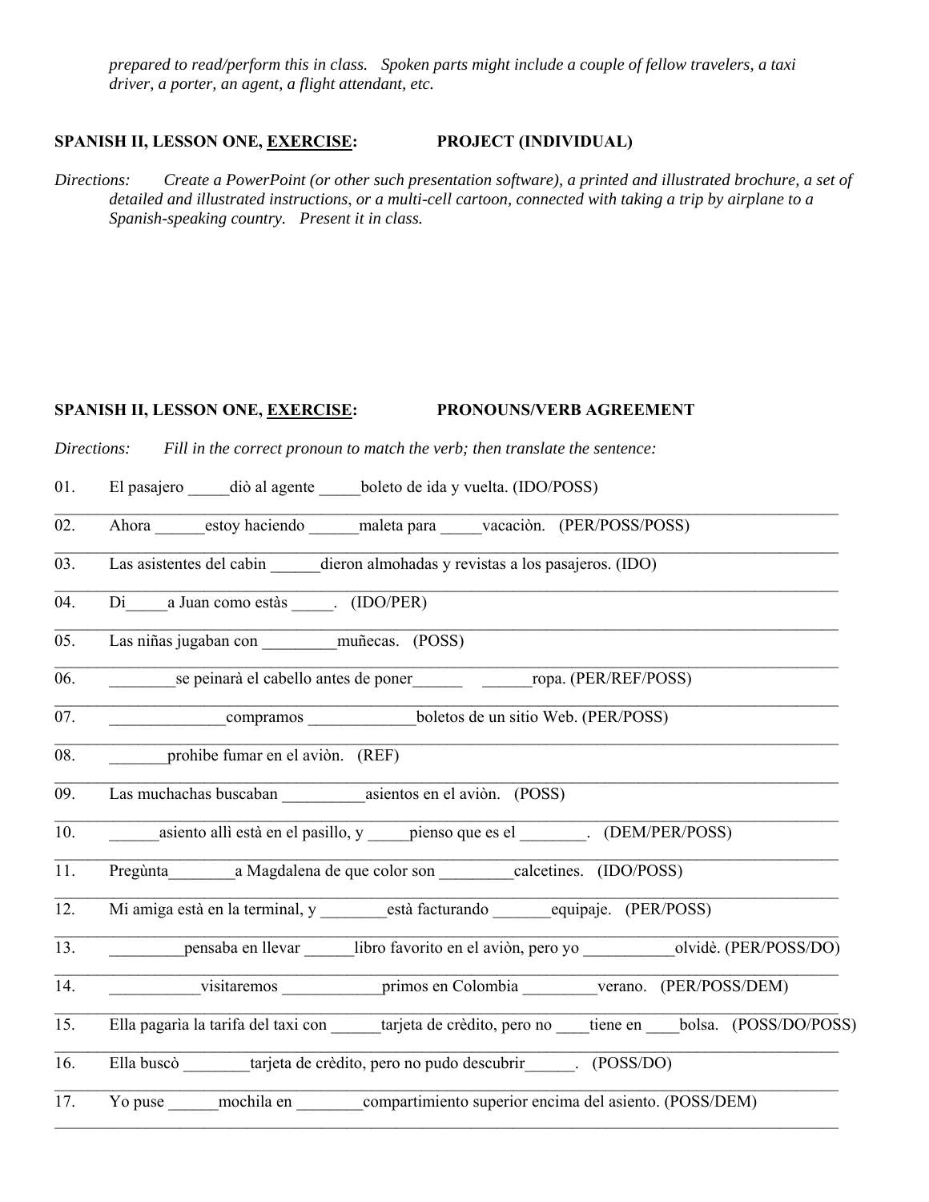*prepared to read/perform this in class. Spoken parts might include a couple of fellow travelers, a taxi driver, a porter, an agent, a flight attendant, etc.*

**SPANISH II, LESSON ONE, EXERCISE: PROJECT (INDIVIDUAL)**

*Directions: Create a PowerPoint (or other such presentation software), a printed and illustrated brochure, a set of detailed and illustrated instructions, or a multi-cell cartoon, connected with taking a trip by airplane to a Spanish-speaking country. Present it in class.*

**SPANISH II, LESSON ONE, EXERCISE: PRONOUNS/VERB AGREEMENT**

*Directions: Fill in the correct pronoun to match the verb; then translate the sentence:*

01. El pasajero _____diò al agente _____boleto de ida y vuelta. (IDO/POSS)
_______________________________________________________________________________

02. Ahora ______estoy haciendo ______maleta para _____vacaciòn. (PER/POSS/POSS)
_______________________________________________________________________________

03. Las asistentes del cabin ______dieron almohadas y revistas a los pasajeros. (IDO)
_______________________________________________________________________________

04. Di_____a Juan como estàs _____. (IDO/PER)
_______________________________________________________________________________

05. Las niñas jugaban con _________muñecas. (POSS)
_______________________________________________________________________________

06. ________se peinarà el cabello antes de poner______ ______ropa. (PER/REF/POSS)
_______________________________________________________________________________

07. ______________compramos _____________boletos de un sitio Web. (PER/POSS)
_______________________________________________________________________________

08. _______prohibe fumar en el aviòn. (REF)
_______________________________________________________________________________

09. Las muchachas buscaban __________asientos en el aviòn. (POSS)
_______________________________________________________________________________

10. ______asiento allì està en el pasillo, y _____pienso que es el ________. (DEM/PER/POSS)
_______________________________________________________________________________

11. Pregùnta________a Magdalena de que color son _________calcetines. (IDO/POSS)
_______________________________________________________________________________

12. Mi amiga està en la terminal, y ________està facturando _______equipaje. (PER/POSS)
_______________________________________________________________________________

13. _________pensaba en llevar ______libro favorito en el aviòn, pero yo ___________olvidè. (PER/POSS/DO)
_______________________________________________________________________________

14. ___________visitaremos ____________primos en Colombia _________verano. (PER/POSS/DEM)
_______________________________________________________________________________

15. Ella pagarìa la tarifa del taxi con ______tarjeta de crèdito, pero no ____tiene en ____bolsa. (POSS/DO/POSS)
_______________________________________________________________________________

16. Ella buscò ________tarjeta de crèdito, pero no pudo descubrir______. (POSS/DO)
_______________________________________________________________________________

17. Yo puse ______mochila en ________compartimiento superior encima del asiento. (POSS/DEM)
_______________________________________________________________________________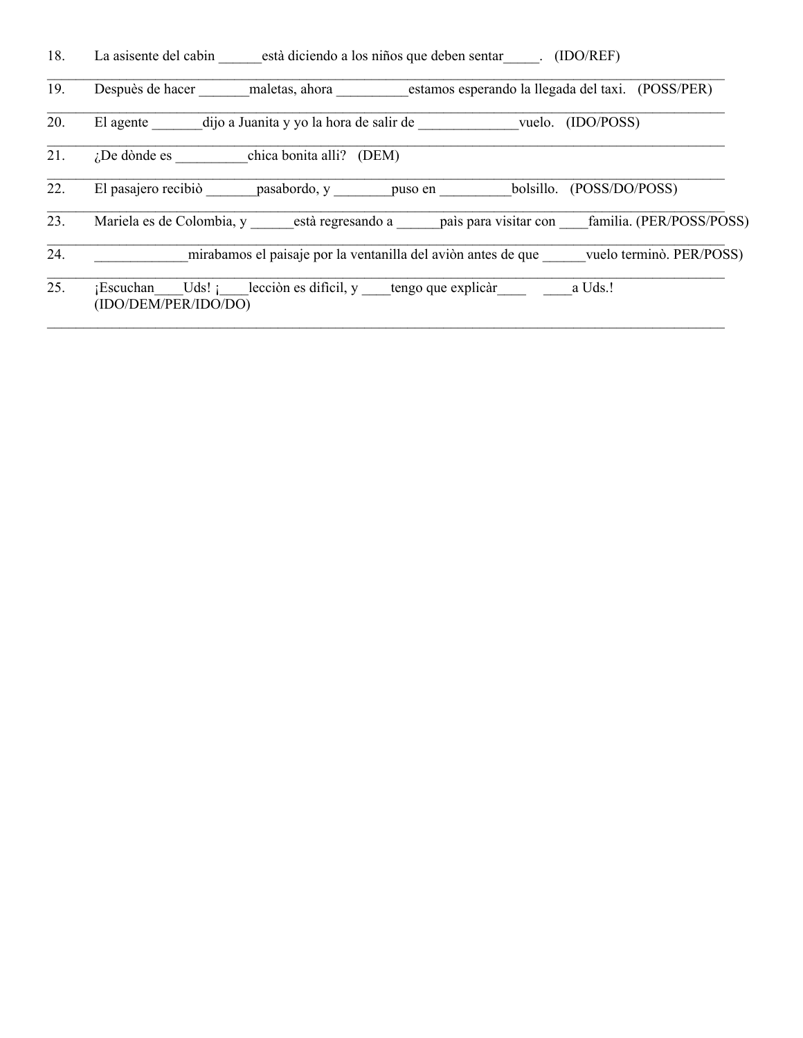18. La asisente del cabin ______està diciendo a los niños que deben sentar_____.   (IDO/REF)

19. Despuès de hacer _______maletas, ahora __________estamos esperando la llegada del taxi.   (POSS/PER)

20. El agente _______dijo a Juanita y yo la hora de salir de ______________vuelo.   (IDO/POSS)

21. ¿De dònde es __________chica bonita allì?   (DEM)

22. El pasajero recibiò _______pasabordo, y ________puso en _________bolsillo.   (POSS/DO/POSS)

23. Mariela es de Colombia, y ______està regresando a ______paìs para visitar con ____familia. (PER/POSS/POSS)

24. _____________mirabamos el paisaje por la ventanilla del aviòn antes de que ______vuelo terminò. PER/POSS)

25. ¡Escuchan____Uds! ¡____lecciòn es dificil, y ____tengo que explicàr____ ____a Uds.! (IDO/DEM/PER/IDO/DO)